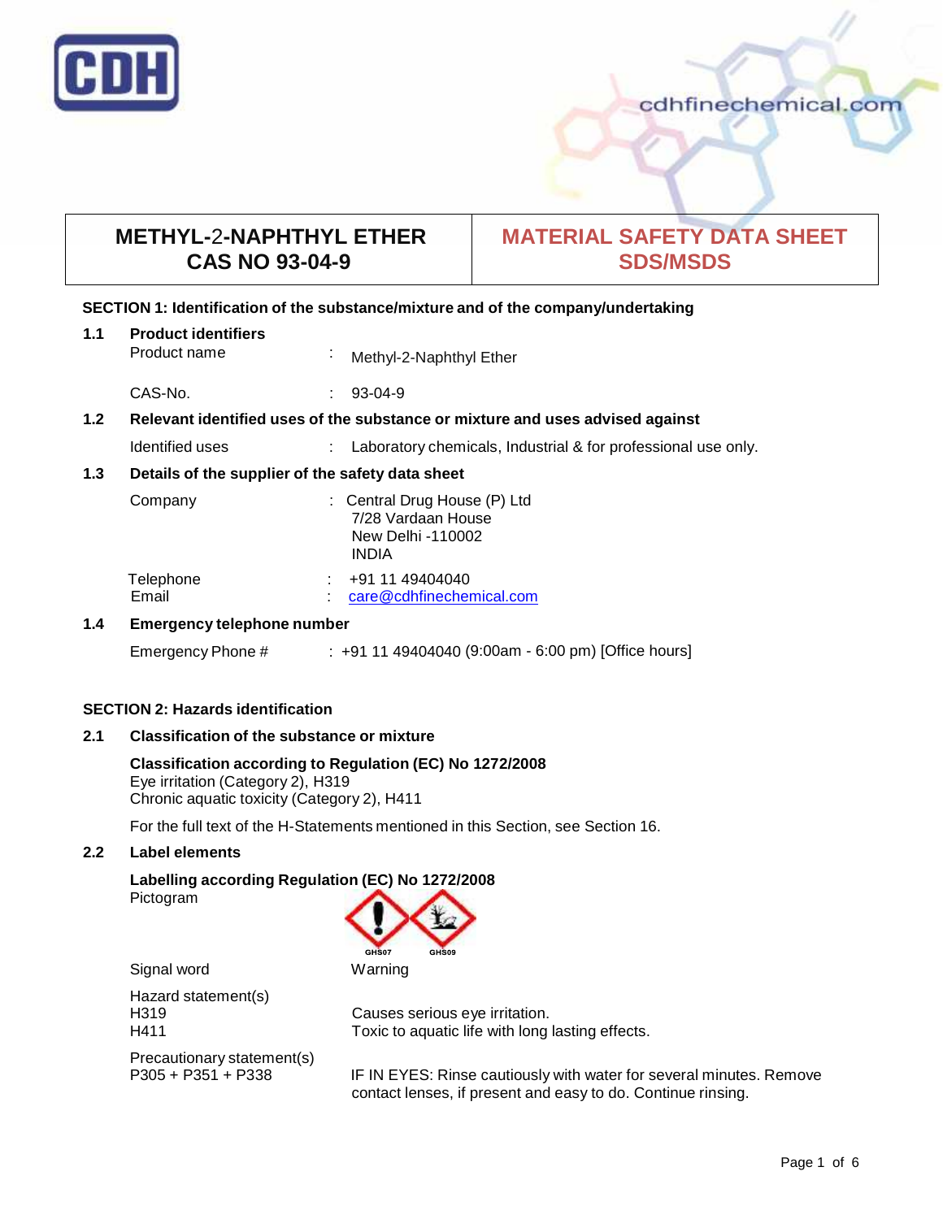# METHYL-2-NAPHTHYL ETHER
# CAS NO 93-04-9

## MATERIAL SAFETY DATA SHEET
## SDS/MSDS

### SECTION 1: Identification of the substance/mixture and of the company/undertaking

**1.1 Product identifiers**

Product name : Methyl-2-Naphthyl Ether

CAS-No. : 93-04-9

**1.2 Relevant identified uses of the substance or mixture and uses advised against**

Identified uses : Laboratory chemicals, Industrial & for professional use only.

**1.3 Details of the supplier of the safety data sheet**

Company : Central Drug House (P) Ltd
7/28 Vardaan House
New Delhi -110002
INDIA

Telephone : +91 11 49404040
Email : care@cdhfinechemical.com

**1.4 Emergency telephone number**

Emergency Phone # : +91 11 49404040 (9:00am - 6:00 pm) [Office hours]

### SECTION 2: Hazards identification

**2.1 Classification of the substance or mixture**

**Classification according to Regulation (EC) No 1272/2008**
Eye irritation (Category 2), H319
Chronic aquatic toxicity (Category 2), H411

For the full text of the H-Statements mentioned in this Section, see Section 16.

**2.2 Label elements**

**Labelling according Regulation (EC) No 1272/2008**
Pictogram

GHS07 GHS09

Signal word: Warning

Hazard statement(s)
H319 Causes serious eye irritation.
H411 Toxic to aquatic life with long lasting effects.

Precautionary statement(s)
P305 + P351 + P338 IF IN EYES: Rinse cautiously with water for several minutes. Remove contact lenses, if present and easy to do. Continue rinsing.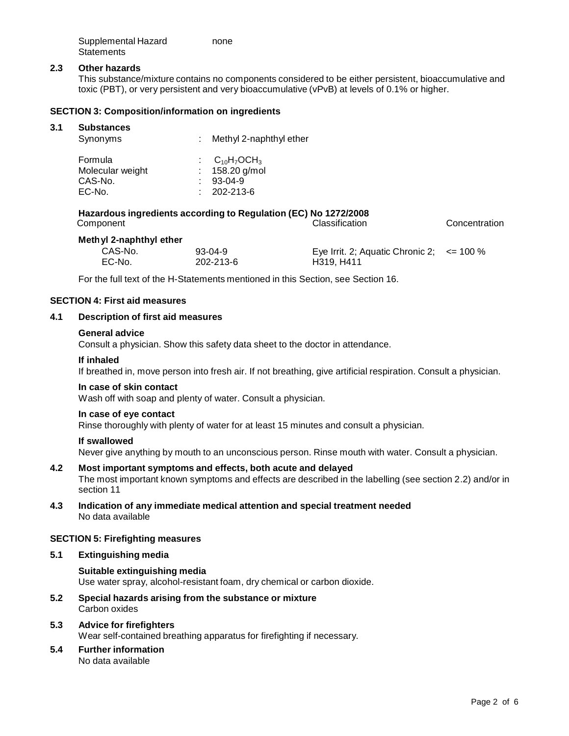Supplemental Hazard Statements: none

### 2.3 Other hazards

This substance/mixture contains no components considered to be either persistent, bioaccumulative and toxic (PBT), or very persistent and very bioaccumulative (vPvB) at levels of 0.1% or higher.

## SECTION 3: Composition/information on ingredients

### 3.1 Substances

| | | |
|---|---|---|
| Synonyms | : | Methyl 2-naphthyl ether |
| Formula | : | $C_{10}H_7OCH_3$ |
| Molecular weight | : | 158.20 g/mol |
| CAS-No. | : | 93-04-9 |
| EC-No. | : | 202-213-6 |

**Hazardous ingredients according to Regulation (EC) No 1272/2008**

| Component | | Classification | Concentration |
|---|---|---|---|
| **Methyl 2-naphthyl ether** | | | |
| CAS-No. | 93-04-9 | Eye Irrit. 2; Aquatic Chronic 2; | <= 100 % |
| EC-No. | 202-213-6 | H319, H411 | |

For the full text of the H-Statements mentioned in this Section, see Section 16.

## SECTION 4: First aid measures

### 4.1 Description of first aid measures

**General advice**

Consult a physician. Show this safety data sheet to the doctor in attendance.

**If inhaled**

If breathed in, move person into fresh air. If not breathing, give artificial respiration. Consult a physician.

**In case of skin contact**

Wash off with soap and plenty of water. Consult a physician.

**In case of eye contact**

Rinse thoroughly with plenty of water for at least 15 minutes and consult a physician.

**If swallowed**

Never give anything by mouth to an unconscious person. Rinse mouth with water. Consult a physician.

### 4.2 Most important symptoms and effects, both acute and delayed

The most important known symptoms and effects are described in the labelling (see section 2.2) and/or in section 11

### 4.3 Indication of any immediate medical attention and special treatment needed

No data available

## SECTION 5: Firefighting measures

### 5.1 Extinguishing media

**Suitable extinguishing media**

Use water spray, alcohol-resistant foam, dry chemical or carbon dioxide.

### 5.2 Special hazards arising from the substance or mixture

Carbon oxides

### 5.3 Advice for firefighters

Wear self-contained breathing apparatus for firefighting if necessary.

### 5.4 Further information

No data available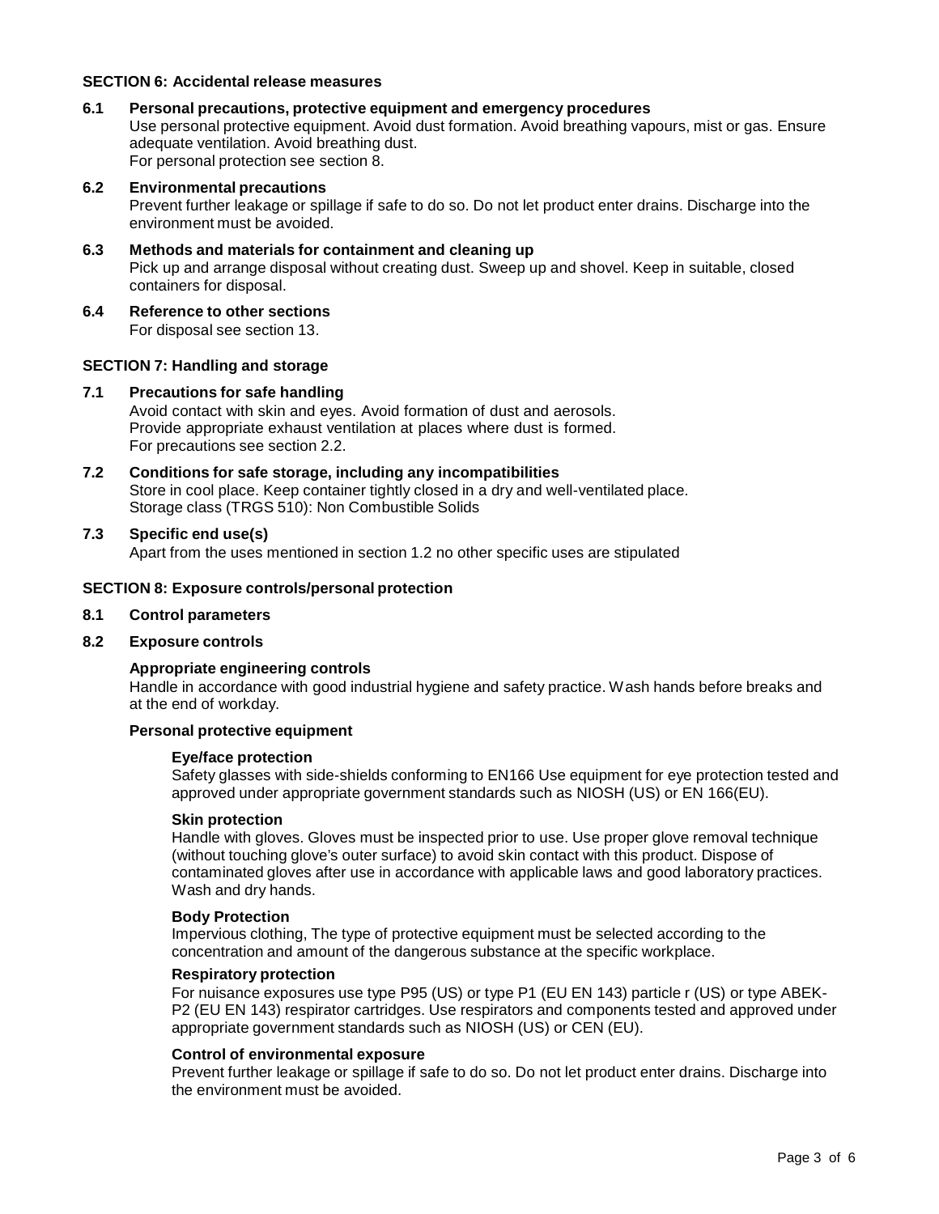## SECTION 6: Accidental release measures

### 6.1 Personal precautions, protective equipment and emergency procedures

Use personal protective equipment. Avoid dust formation. Avoid breathing vapours, mist or gas. Ensure adequate ventilation. Avoid breathing dust.
For personal protection see section 8.

### 6.2 Environmental precautions

Prevent further leakage or spillage if safe to do so. Do not let product enter drains. Discharge into the environment must be avoided.

### 6.3 Methods and materials for containment and cleaning up

Pick up and arrange disposal without creating dust. Sweep up and shovel. Keep in suitable, closed containers for disposal.

### 6.4 Reference to other sections

For disposal see section 13.

## SECTION 7: Handling and storage

### 7.1 Precautions for safe handling

Avoid contact with skin and eyes. Avoid formation of dust and aerosols.
Provide appropriate exhaust ventilation at places where dust is formed.
For precautions see section 2.2.

### 7.2 Conditions for safe storage, including any incompatibilities

Store in cool place. Keep container tightly closed in a dry and well-ventilated place.
Storage class (TRGS 510): Non Combustible Solids

### 7.3 Specific end use(s)

Apart from the uses mentioned in section 1.2 no other specific uses are stipulated

## SECTION 8: Exposure controls/personal protection

### 8.1 Control parameters

### 8.2 Exposure controls

**Appropriate engineering controls**

Handle in accordance with good industrial hygiene and safety practice. Wash hands before breaks and at the end of workday.

**Personal protective equipment**

**Eye/face protection**

Safety glasses with side-shields conforming to EN166 Use equipment for eye protection tested and approved under appropriate government standards such as NIOSH (US) or EN 166(EU).

**Skin protection**

Handle with gloves. Gloves must be inspected prior to use. Use proper glove removal technique (without touching glove's outer surface) to avoid skin contact with this product. Dispose of contaminated gloves after use in accordance with applicable laws and good laboratory practices. Wash and dry hands.

**Body Protection**

Impervious clothing, The type of protective equipment must be selected according to the concentration and amount of the dangerous substance at the specific workplace.

**Respiratory protection**

For nuisance exposures use type P95 (US) or type P1 (EU EN 143) particle r (US) or type ABEK-P2 (EU EN 143) respirator cartridges. Use respirators and components tested and approved under appropriate government standards such as NIOSH (US) or CEN (EU).

**Control of environmental exposure**

Prevent further leakage or spillage if safe to do so. Do not let product enter drains. Discharge into the environment must be avoided.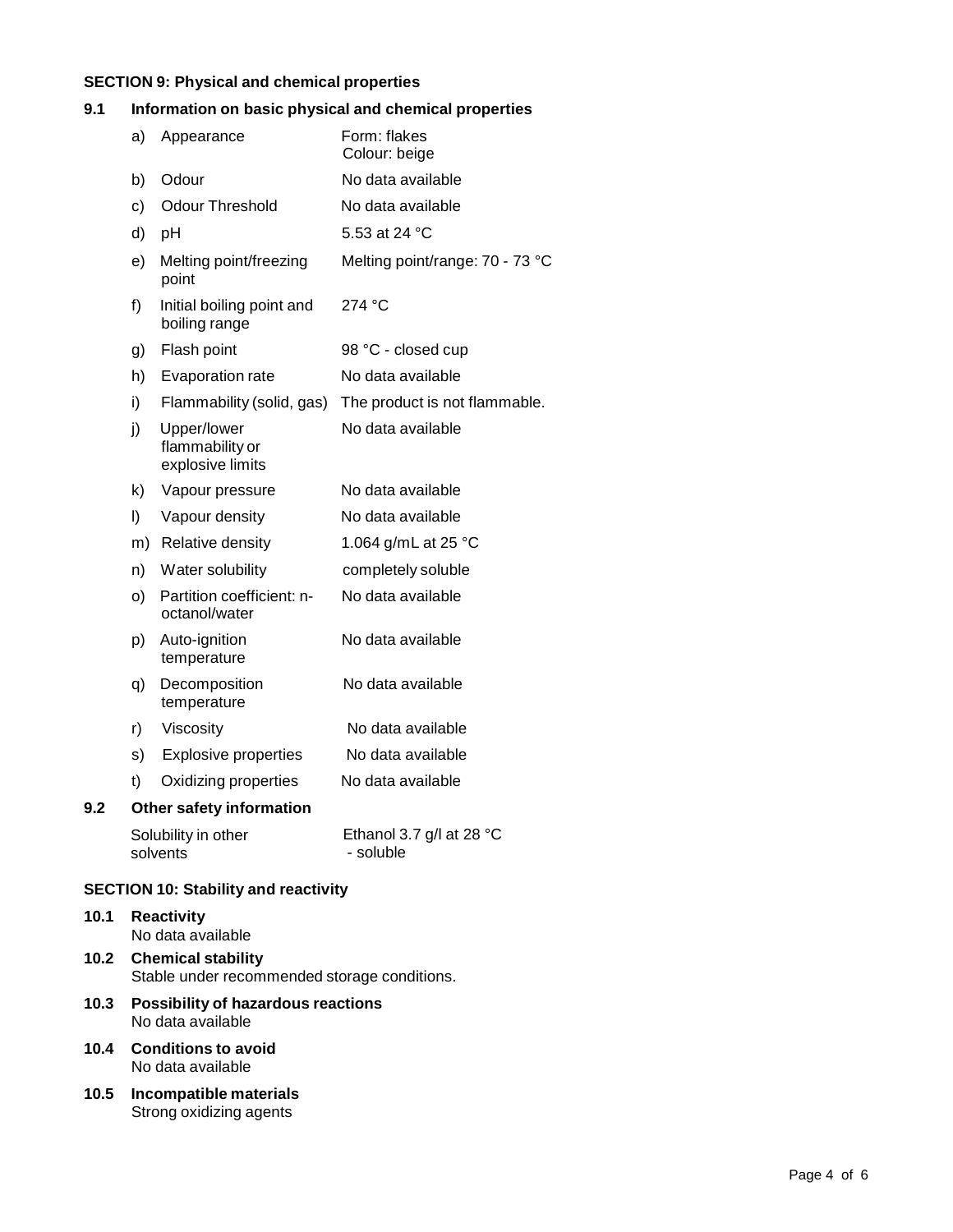## SECTION 9: Physical and chemical properties

### 9.1 Information on basic physical and chemical properties

| | | |
|---|---|---|
| a) | Appearance | Form: flakes<br>Colour: beige |
| b) | Odour | No data available |
| c) | Odour Threshold | No data available |
| d) | pH | 5.53 at 24 °C |
| e) | Melting point/freezing point | Melting point/range: 70 - 73 °C |
| f) | Initial boiling point and boiling range | 274 °C |
| g) | Flash point | 98 °C - closed cup |
| h) | Evaporation rate | No data available |
| i) | Flammability (solid, gas) | The product is not flammable. |
| j) | Upper/lower flammability or explosive limits | No data available |
| k) | Vapour pressure | No data available |
| l) | Vapour density | No data available |
| m) | Relative density | 1.064 g/mL at 25 °C |
| n) | Water solubility | completely soluble |
| o) | Partition coefficient: n-octanol/water | No data available |
| p) | Auto-ignition temperature | No data available |
| q) | Decomposition temperature | No data available |
| r) | Viscosity | No data available |
| s) | Explosive properties | No data available |
| t) | Oxidizing properties | No data available |

### 9.2 Other safety information

| | |
|---|---|
| Solubility in other solvents | Ethanol 3.7 g/l at 28 °C - soluble |

## SECTION 10: Stability and reactivity

**10.1 Reactivity**
No data available

**10.2 Chemical stability**
Stable under recommended storage conditions.

**10.3 Possibility of hazardous reactions**
No data available

**10.4 Conditions to avoid**
No data available

**10.5 Incompatible materials**
Strong oxidizing agents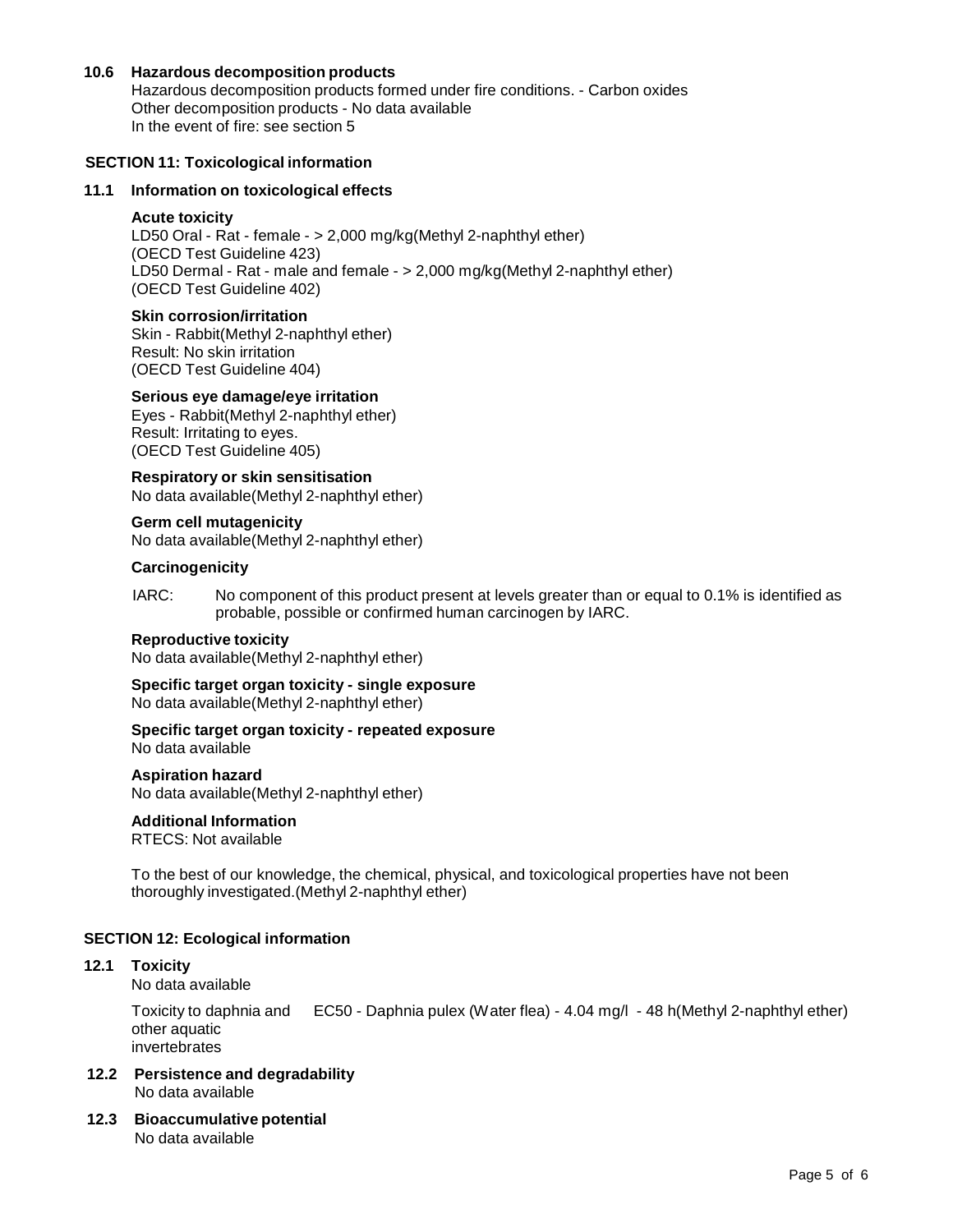### 10.6 Hazardous decomposition products

Hazardous decomposition products formed under fire conditions. - Carbon oxides
Other decomposition products - No data available
In the event of fire: see section 5

## SECTION 11: Toxicological information

### 11.1 Information on toxicological effects

**Acute toxicity**
LD50 Oral - Rat - female - > 2,000 mg/kg(Methyl 2-naphthyl ether)
(OECD Test Guideline 423)
LD50 Dermal - Rat - male and female - > 2,000 mg/kg(Methyl 2-naphthyl ether)
(OECD Test Guideline 402)

**Skin corrosion/irritation**
Skin - Rabbit(Methyl 2-naphthyl ether)
Result: No skin irritation
(OECD Test Guideline 404)

**Serious eye damage/eye irritation**
Eyes - Rabbit(Methyl 2-naphthyl ether)
Result: Irritating to eyes.
(OECD Test Guideline 405)

**Respiratory or skin sensitisation**
No data available(Methyl 2-naphthyl ether)

**Germ cell mutagenicity**
No data available(Methyl 2-naphthyl ether)

**Carcinogenicity**

IARC: No component of this product present at levels greater than or equal to 0.1% is identified as probable, possible or confirmed human carcinogen by IARC.

**Reproductive toxicity**
No data available(Methyl 2-naphthyl ether)

**Specific target organ toxicity - single exposure**
No data available(Methyl 2-naphthyl ether)

**Specific target organ toxicity - repeated exposure**
No data available

**Aspiration hazard**
No data available(Methyl 2-naphthyl ether)

**Additional Information**
RTECS: Not available

To the best of our knowledge, the chemical, physical, and toxicological properties have not been thoroughly investigated.(Methyl 2-naphthyl ether)

## SECTION 12: Ecological information

### 12.1 Toxicity

No data available

| | |
|---|---|
| Toxicity to daphnia and other aquatic invertebrates | EC50 - Daphnia pulex (Water flea) - 4.04 mg/l - 48 h(Methyl 2-naphthyl ether) |

### 12.2 Persistence and degradability

No data available

### 12.3 Bioaccumulative potential

No data available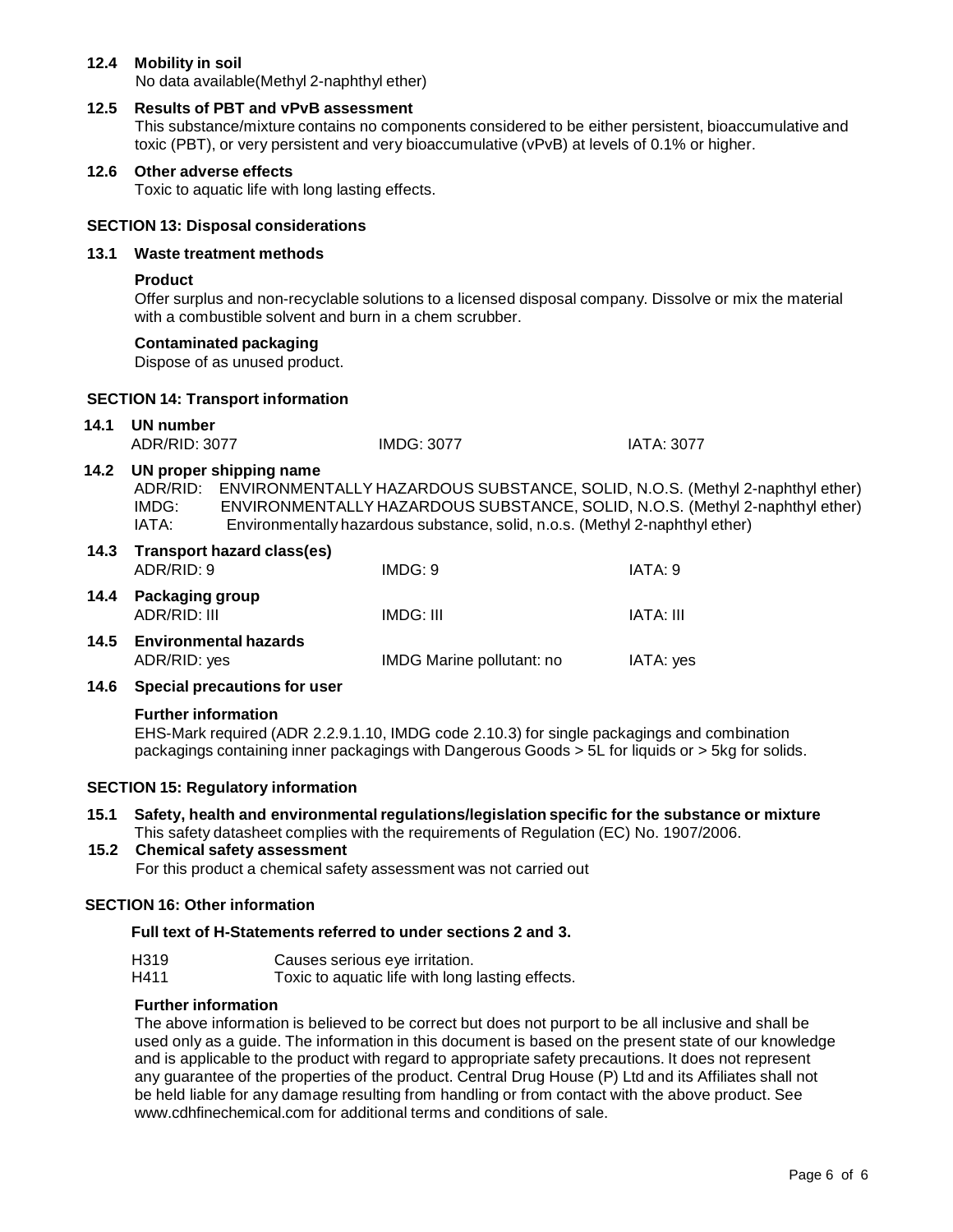### 12.4 Mobility in soil

No data available(Methyl 2-naphthyl ether)

### 12.5 Results of PBT and vPvB assessment

This substance/mixture contains no components considered to be either persistent, bioaccumulative and toxic (PBT), or very persistent and very bioaccumulative (vPvB) at levels of 0.1% or higher.

### 12.6 Other adverse effects

Toxic to aquatic life with long lasting effects.

## SECTION 13: Disposal considerations

### 13.1 Waste treatment methods

**Product**

Offer surplus and non-recyclable solutions to a licensed disposal company. Dissolve or mix the material with a combustible solvent and burn in a chem scrubber.

**Contaminated packaging**

Dispose of as unused product.

## SECTION 14: Transport information

### 14.1 UN number

| | | |
|---|---|---|
| ADR/RID: 3077 | IMDG: 3077 | IATA: 3077 |

### 14.2 UN proper shipping name

ADR/RID: ENVIRONMENTALLY HAZARDOUS SUBSTANCE, SOLID, N.O.S. (Methyl 2-naphthyl ether)
IMDG: ENVIRONMENTALLY HAZARDOUS SUBSTANCE, SOLID, N.O.S. (Methyl 2-naphthyl ether)
IATA: Environmentally hazardous substance, solid, n.o.s. (Methyl 2-naphthyl ether)

### 14.3 Transport hazard class(es)

| | | |
|---|---|---|
| ADR/RID: 9 | IMDG: 9 | IATA: 9 |

### 14.4 Packaging group

| | | |
|---|---|---|
| ADR/RID: III | IMDG: III | IATA: III |

### 14.5 Environmental hazards

| | | |
|---|---|---|
| ADR/RID: yes | IMDG Marine pollutant: no | IATA: yes |

### 14.6 Special precautions for user

**Further information**

EHS-Mark required (ADR 2.2.9.1.10, IMDG code 2.10.3) for single packagings and combination packagings containing inner packagings with Dangerous Goods > 5L for liquids or > 5kg for solids.

## SECTION 15: Regulatory information

### 15.1 Safety, health and environmental regulations/legislation specific for the substance or mixture

This safety datasheet complies with the requirements of Regulation (EC) No. 1907/2006.

### 15.2 Chemical safety assessment

For this product a chemical safety assessment was not carried out

## SECTION 16: Other information

**Full text of H-Statements referred to under sections 2 and 3.**

| | |
|---|---|
| H319 | Causes serious eye irritation. |
| H411 | Toxic to aquatic life with long lasting effects. |

**Further information**

The above information is believed to be correct but does not purport to be all inclusive and shall be used only as a guide. The information in this document is based on the present state of our knowledge and is applicable to the product with regard to appropriate safety precautions. It does not represent any guarantee of the properties of the product. Central Drug House (P) Ltd and its Affiliates shall not be held liable for any damage resulting from handling or from contact with the above product. See www.cdhfinechemical.com for additional terms and conditions of sale.